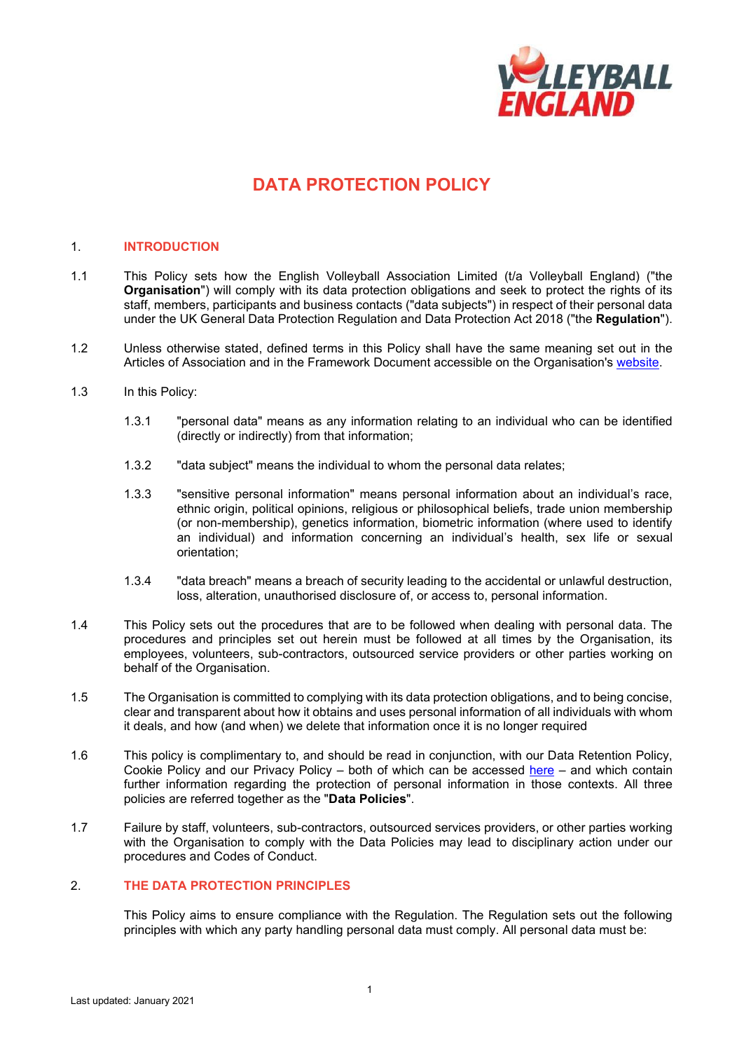# DATA PROTECTION POLICY

## 1. INTRODUCTION

1.1 This Policy sets how the English Volleyball Association Limited (t/a Volleyball England) ("the **Organisation**") will comply with its data protection obligations and seek to protect the rights of its staff, members, participants and business contacts ("data subjects") in respect of their personal data under the UK General Data Protection Regulation and Data Protection Act 2018 ("the **Regulation**").

1.2 Unless otherwise stated, defined terms in this Policy shall have the same meaning set out in the Articles of Association and in the Framework Document accessible on the Organisation's website.

1.3 In this Policy:

1.3.1 "personal data" means as any information relating to an individual who can be identified (directly or indirectly) from that information;

1.3.2 "data subject" means the individual to whom the personal data relates;

1.3.3 "sensitive personal information" means personal information about an individual's race, ethnic origin, political opinions, religious or philosophical beliefs, trade union membership (or non-membership), genetics information, biometric information (where used to identify an individual) and information concerning an individual's health, sex life or sexual orientation;

1.3.4 "data breach" means a breach of security leading to the accidental or unlawful destruction, loss, alteration, unauthorised disclosure of, or access to, personal information.

1.4 This Policy sets out the procedures that are to be followed when dealing with personal data. The procedures and principles set out herein must be followed at all times by the Organisation, its employees, volunteers, sub-contractors, outsourced service providers or other parties working on behalf of the Organisation.

1.5 The Organisation is committed to complying with its data protection obligations, and to being concise, clear and transparent about how it obtains and uses personal information of all individuals with whom it deals, and how (and when) we delete that information once it is no longer required

1.6 This policy is complimentary to, and should be read in conjunction, with our Data Retention Policy, Cookie Policy and our Privacy Policy – both of which can be accessed here – and which contain further information regarding the protection of personal information in those contexts. All three policies are referred together as the "**Data Policies**".

1.7 Failure by staff, volunteers, sub-contractors, outsourced services providers, or other parties working with the Organisation to comply with the Data Policies may lead to disciplinary action under our procedures and Codes of Conduct.

## 2. THE DATA PROTECTION PRINCIPLES

This Policy aims to ensure compliance with the Regulation. The Regulation sets out the following principles with which any party handling personal data must comply. All personal data must be: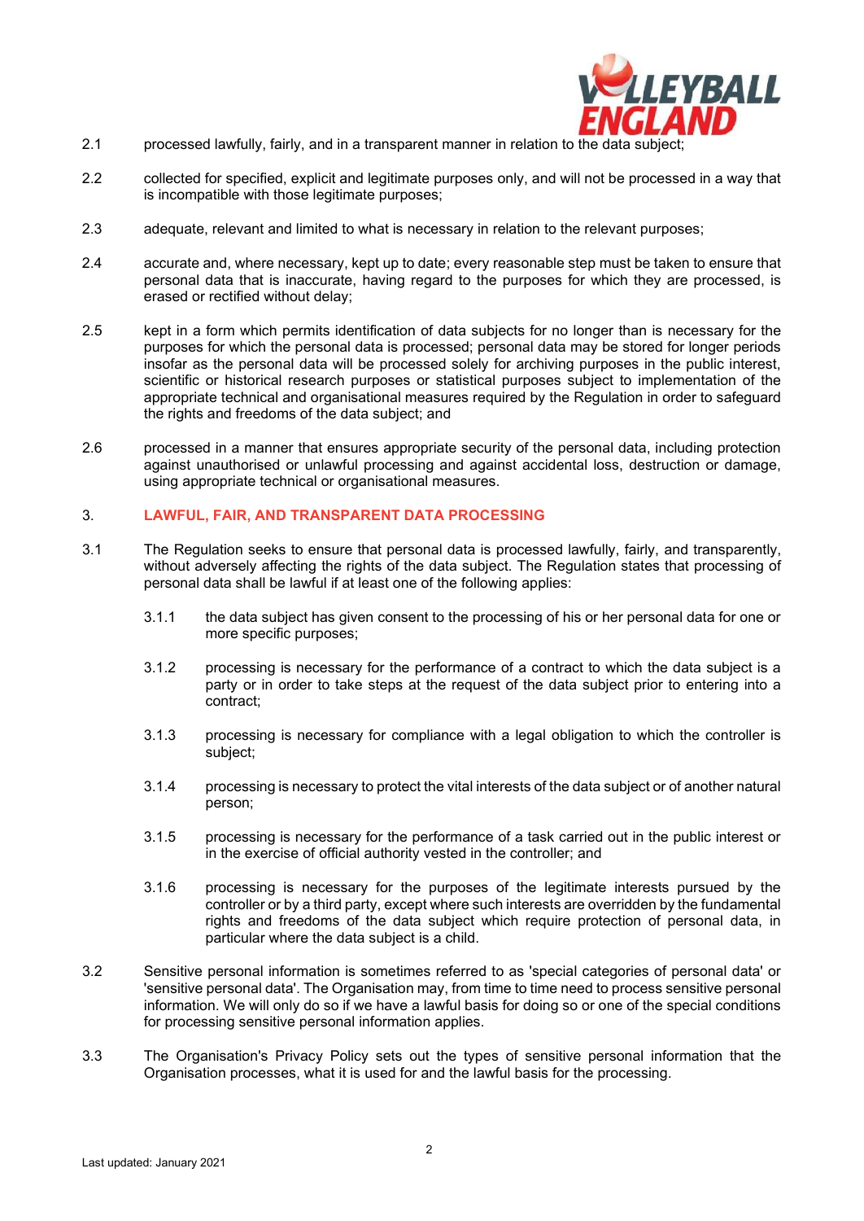2.1 processed lawfully, fairly, and in a transparent manner in relation to the data subject;

2.2 collected for specified, explicit and legitimate purposes only, and will not be processed in a way that is incompatible with those legitimate purposes;

2.3 adequate, relevant and limited to what is necessary in relation to the relevant purposes;

2.4 accurate and, where necessary, kept up to date; every reasonable step must be taken to ensure that personal data that is inaccurate, having regard to the purposes for which they are processed, is erased or rectified without delay;

2.5 kept in a form which permits identification of data subjects for no longer than is necessary for the purposes for which the personal data is processed; personal data may be stored for longer periods insofar as the personal data will be processed solely for archiving purposes in the public interest, scientific or historical research purposes or statistical purposes subject to implementation of the appropriate technical and organisational measures required by the Regulation in order to safeguard the rights and freedoms of the data subject; and

2.6 processed in a manner that ensures appropriate security of the personal data, including protection against unauthorised or unlawful processing and against accidental loss, destruction or damage, using appropriate technical or organisational measures.

## 3. LAWFUL, FAIR, AND TRANSPARENT DATA PROCESSING

3.1 The Regulation seeks to ensure that personal data is processed lawfully, fairly, and transparently, without adversely affecting the rights of the data subject. The Regulation states that processing of personal data shall be lawful if at least one of the following applies:

3.1.1 the data subject has given consent to the processing of his or her personal data for one or more specific purposes;

3.1.2 processing is necessary for the performance of a contract to which the data subject is a party or in order to take steps at the request of the data subject prior to entering into a contract;

3.1.3 processing is necessary for compliance with a legal obligation to which the controller is subject;

3.1.4 processing is necessary to protect the vital interests of the data subject or of another natural person;

3.1.5 processing is necessary for the performance of a task carried out in the public interest or in the exercise of official authority vested in the controller; and

3.1.6 processing is necessary for the purposes of the legitimate interests pursued by the controller or by a third party, except where such interests are overridden by the fundamental rights and freedoms of the data subject which require protection of personal data, in particular where the data subject is a child.

3.2 Sensitive personal information is sometimes referred to as 'special categories of personal data' or 'sensitive personal data'. The Organisation may, from time to time need to process sensitive personal information. We will only do so if we have a lawful basis for doing so or one of the special conditions for processing sensitive personal information applies.

3.3 The Organisation's Privacy Policy sets out the types of sensitive personal information that the Organisation processes, what it is used for and the lawful basis for the processing.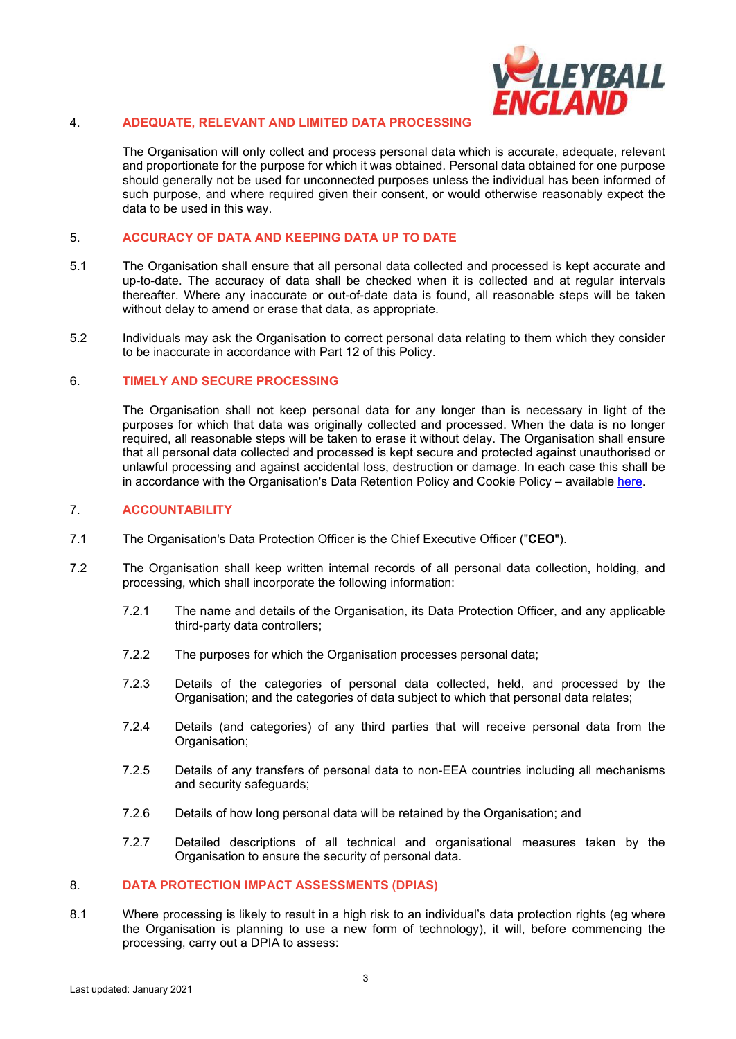## 4. ADEQUATE, RELEVANT AND LIMITED DATA PROCESSING

The Organisation will only collect and process personal data which is accurate, adequate, relevant and proportionate for the purpose for which it was obtained. Personal data obtained for one purpose should generally not be used for unconnected purposes unless the individual has been informed of such purpose, and where required given their consent, or would otherwise reasonably expect the data to be used in this way.

## 5. ACCURACY OF DATA AND KEEPING DATA UP TO DATE

5.1 The Organisation shall ensure that all personal data collected and processed is kept accurate and up-to-date. The accuracy of data shall be checked when it is collected and at regular intervals thereafter. Where any inaccurate or out-of-date data is found, all reasonable steps will be taken without delay to amend or erase that data, as appropriate.

5.2 Individuals may ask the Organisation to correct personal data relating to them which they consider to be inaccurate in accordance with Part 12 of this Policy.

## 6. TIMELY AND SECURE PROCESSING

The Organisation shall not keep personal data for any longer than is necessary in light of the purposes for which that data was originally collected and processed. When the data is no longer required, all reasonable steps will be taken to erase it without delay. The Organisation shall ensure that all personal data collected and processed is kept secure and protected against unauthorised or unlawful processing and against accidental loss, destruction or damage. In each case this shall be in accordance with the Organisation's Data Retention Policy and Cookie Policy – available here.

## 7. ACCOUNTABILITY

7.1 The Organisation's Data Protection Officer is the Chief Executive Officer ("**CEO**").

7.2 The Organisation shall keep written internal records of all personal data collection, holding, and processing, which shall incorporate the following information:

- 7.2.1 The name and details of the Organisation, its Data Protection Officer, and any applicable third-party data controllers;
- 7.2.2 The purposes for which the Organisation processes personal data;
- 7.2.3 Details of the categories of personal data collected, held, and processed by the Organisation; and the categories of data subject to which that personal data relates;
- 7.2.4 Details (and categories) of any third parties that will receive personal data from the Organisation;
- 7.2.5 Details of any transfers of personal data to non-EEA countries including all mechanisms and security safeguards;
- 7.2.6 Details of how long personal data will be retained by the Organisation; and
- 7.2.7 Detailed descriptions of all technical and organisational measures taken by the Organisation to ensure the security of personal data.

## 8. DATA PROTECTION IMPACT ASSESSMENTS (DPIAS)

8.1 Where processing is likely to result in a high risk to an individual's data protection rights (eg where the Organisation is planning to use a new form of technology), it will, before commencing the processing, carry out a DPIA to assess: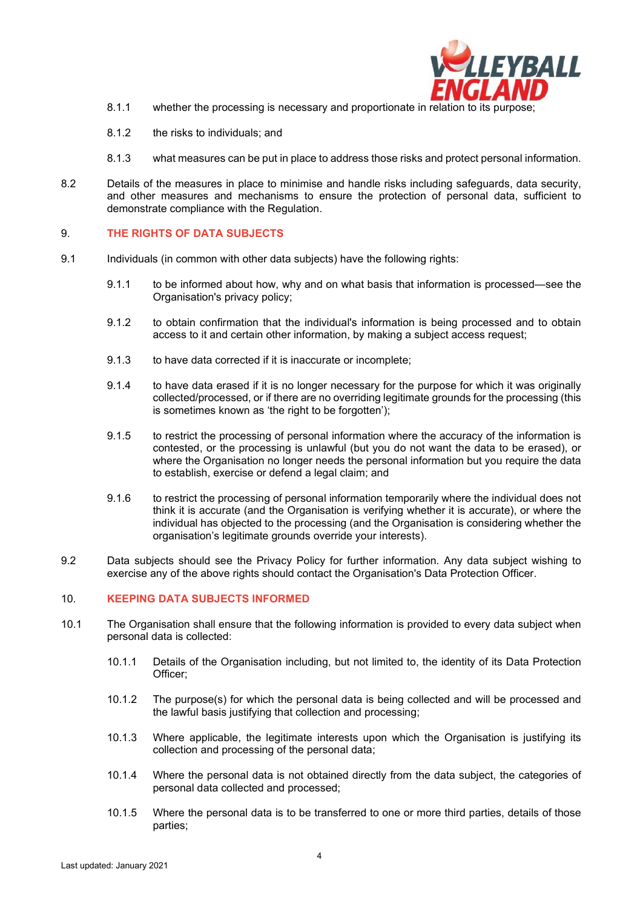8.1.1 whether the processing is necessary and proportionate in relation to its purpose;

8.1.2 the risks to individuals; and

8.1.3 what measures can be put in place to address those risks and protect personal information.

8.2 Details of the measures in place to minimise and handle risks including safeguards, data security, and other measures and mechanisms to ensure the protection of personal data, sufficient to demonstrate compliance with the Regulation.

## 9. THE RIGHTS OF DATA SUBJECTS

9.1 Individuals (in common with other data subjects) have the following rights:

9.1.1 to be informed about how, why and on what basis that information is processed—see the Organisation's privacy policy;

9.1.2 to obtain confirmation that the individual's information is being processed and to obtain access to it and certain other information, by making a subject access request;

9.1.3 to have data corrected if it is inaccurate or incomplete;

9.1.4 to have data erased if it is no longer necessary for the purpose for which it was originally collected/processed, or if there are no overriding legitimate grounds for the processing (this is sometimes known as 'the right to be forgotten');

9.1.5 to restrict the processing of personal information where the accuracy of the information is contested, or the processing is unlawful (but you do not want the data to be erased), or where the Organisation no longer needs the personal information but you require the data to establish, exercise or defend a legal claim; and

9.1.6 to restrict the processing of personal information temporarily where the individual does not think it is accurate (and the Organisation is verifying whether it is accurate), or where the individual has objected to the processing (and the Organisation is considering whether the organisation's legitimate grounds override your interests).

9.2 Data subjects should see the Privacy Policy for further information. Any data subject wishing to exercise any of the above rights should contact the Organisation's Data Protection Officer.

## 10. KEEPING DATA SUBJECTS INFORMED

10.1 The Organisation shall ensure that the following information is provided to every data subject when personal data is collected:

10.1.1 Details of the Organisation including, but not limited to, the identity of its Data Protection Officer;

10.1.2 The purpose(s) for which the personal data is being collected and will be processed and the lawful basis justifying that collection and processing;

10.1.3 Where applicable, the legitimate interests upon which the Organisation is justifying its collection and processing of the personal data;

10.1.4 Where the personal data is not obtained directly from the data subject, the categories of personal data collected and processed;

10.1.5 Where the personal data is to be transferred to one or more third parties, details of those parties;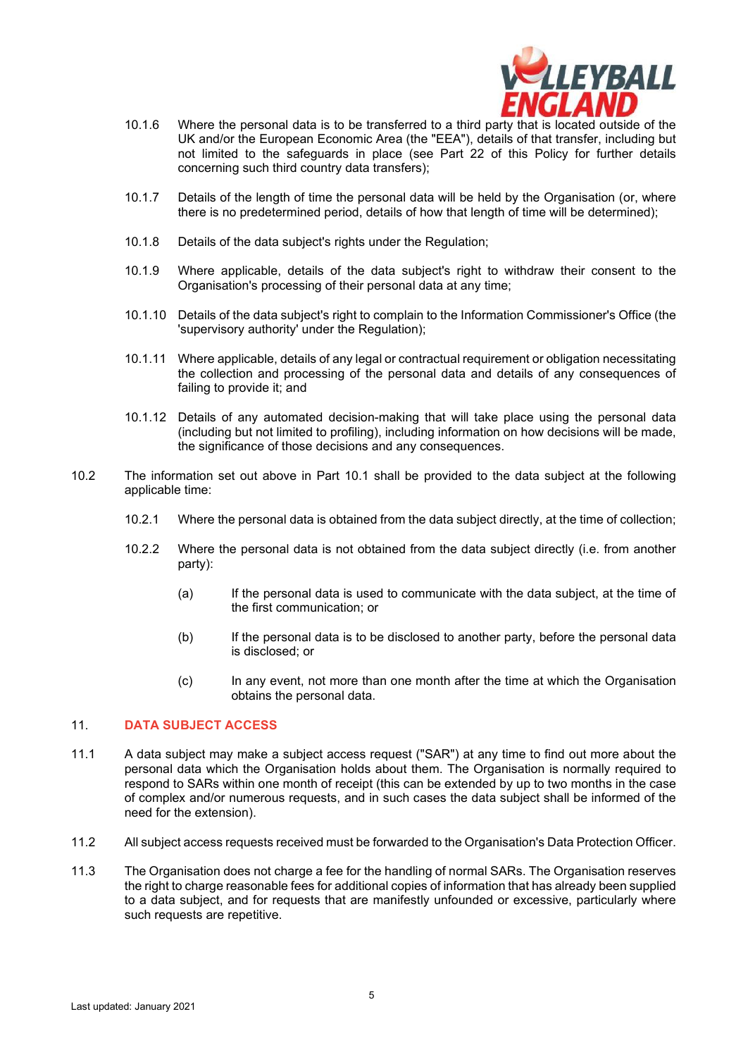10.1.6 Where the personal data is to be transferred to a third party that is located outside of the UK and/or the European Economic Area (the "EEA"), details of that transfer, including but not limited to the safeguards in place (see Part 22 of this Policy for further details concerning such third country data transfers);

10.1.7 Details of the length of time the personal data will be held by the Organisation (or, where there is no predetermined period, details of how that length of time will be determined);

10.1.8 Details of the data subject's rights under the Regulation;

10.1.9 Where applicable, details of the data subject's right to withdraw their consent to the Organisation's processing of their personal data at any time;

10.1.10 Details of the data subject's right to complain to the Information Commissioner's Office (the 'supervisory authority' under the Regulation);

10.1.11 Where applicable, details of any legal or contractual requirement or obligation necessitating the collection and processing of the personal data and details of any consequences of failing to provide it; and

10.1.12 Details of any automated decision-making that will take place using the personal data (including but not limited to profiling), including information on how decisions will be made, the significance of those decisions and any consequences.

10.2 The information set out above in Part 10.1 shall be provided to the data subject at the following applicable time:

10.2.1 Where the personal data is obtained from the data subject directly, at the time of collection;

10.2.2 Where the personal data is not obtained from the data subject directly (i.e. from another party):

(a) If the personal data is used to communicate with the data subject, at the time of the first communication; or

(b) If the personal data is to be disclosed to another party, before the personal data is disclosed; or

(c) In any event, not more than one month after the time at which the Organisation obtains the personal data.

## 11. DATA SUBJECT ACCESS

11.1 A data subject may make a subject access request ("SAR") at any time to find out more about the personal data which the Organisation holds about them. The Organisation is normally required to respond to SARs within one month of receipt (this can be extended by up to two months in the case of complex and/or numerous requests, and in such cases the data subject shall be informed of the need for the extension).

11.2 All subject access requests received must be forwarded to the Organisation's Data Protection Officer.

11.3 The Organisation does not charge a fee for the handling of normal SARs. The Organisation reserves the right to charge reasonable fees for additional copies of information that has already been supplied to a data subject, and for requests that are manifestly unfounded or excessive, particularly where such requests are repetitive.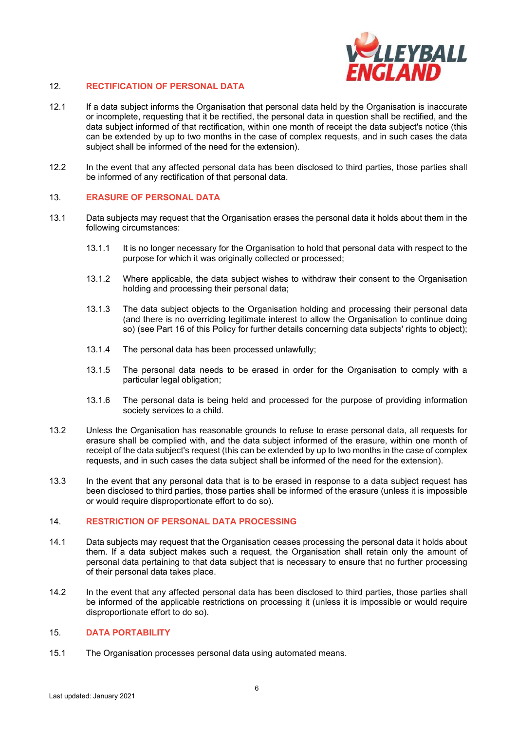## 12. RECTIFICATION OF PERSONAL DATA

12.1 If a data subject informs the Organisation that personal data held by the Organisation is inaccurate or incomplete, requesting that it be rectified, the personal data in question shall be rectified, and the data subject informed of that rectification, within one month of receipt the data subject's notice (this can be extended by up to two months in the case of complex requests, and in such cases the data subject shall be informed of the need for the extension).

12.2 In the event that any affected personal data has been disclosed to third parties, those parties shall be informed of any rectification of that personal data.

## 13. ERASURE OF PERSONAL DATA

13.1 Data subjects may request that the Organisation erases the personal data it holds about them in the following circumstances:

13.1.1 It is no longer necessary for the Organisation to hold that personal data with respect to the purpose for which it was originally collected or processed;

13.1.2 Where applicable, the data subject wishes to withdraw their consent to the Organisation holding and processing their personal data;

13.1.3 The data subject objects to the Organisation holding and processing their personal data (and there is no overriding legitimate interest to allow the Organisation to continue doing so) (see Part 16 of this Policy for further details concerning data subjects' rights to object);

13.1.4 The personal data has been processed unlawfully;

13.1.5 The personal data needs to be erased in order for the Organisation to comply with a particular legal obligation;

13.1.6 The personal data is being held and processed for the purpose of providing information society services to a child.

13.2 Unless the Organisation has reasonable grounds to refuse to erase personal data, all requests for erasure shall be complied with, and the data subject informed of the erasure, within one month of receipt of the data subject's request (this can be extended by up to two months in the case of complex requests, and in such cases the data subject shall be informed of the need for the extension).

13.3 In the event that any personal data that is to be erased in response to a data subject request has been disclosed to third parties, those parties shall be informed of the erasure (unless it is impossible or would require disproportionate effort to do so).

## 14. RESTRICTION OF PERSONAL DATA PROCESSING

14.1 Data subjects may request that the Organisation ceases processing the personal data it holds about them. If a data subject makes such a request, the Organisation shall retain only the amount of personal data pertaining to that data subject that is necessary to ensure that no further processing of their personal data takes place.

14.2 In the event that any affected personal data has been disclosed to third parties, those parties shall be informed of the applicable restrictions on processing it (unless it is impossible or would require disproportionate effort to do so).

## 15. DATA PORTABILITY

15.1 The Organisation processes personal data using automated means.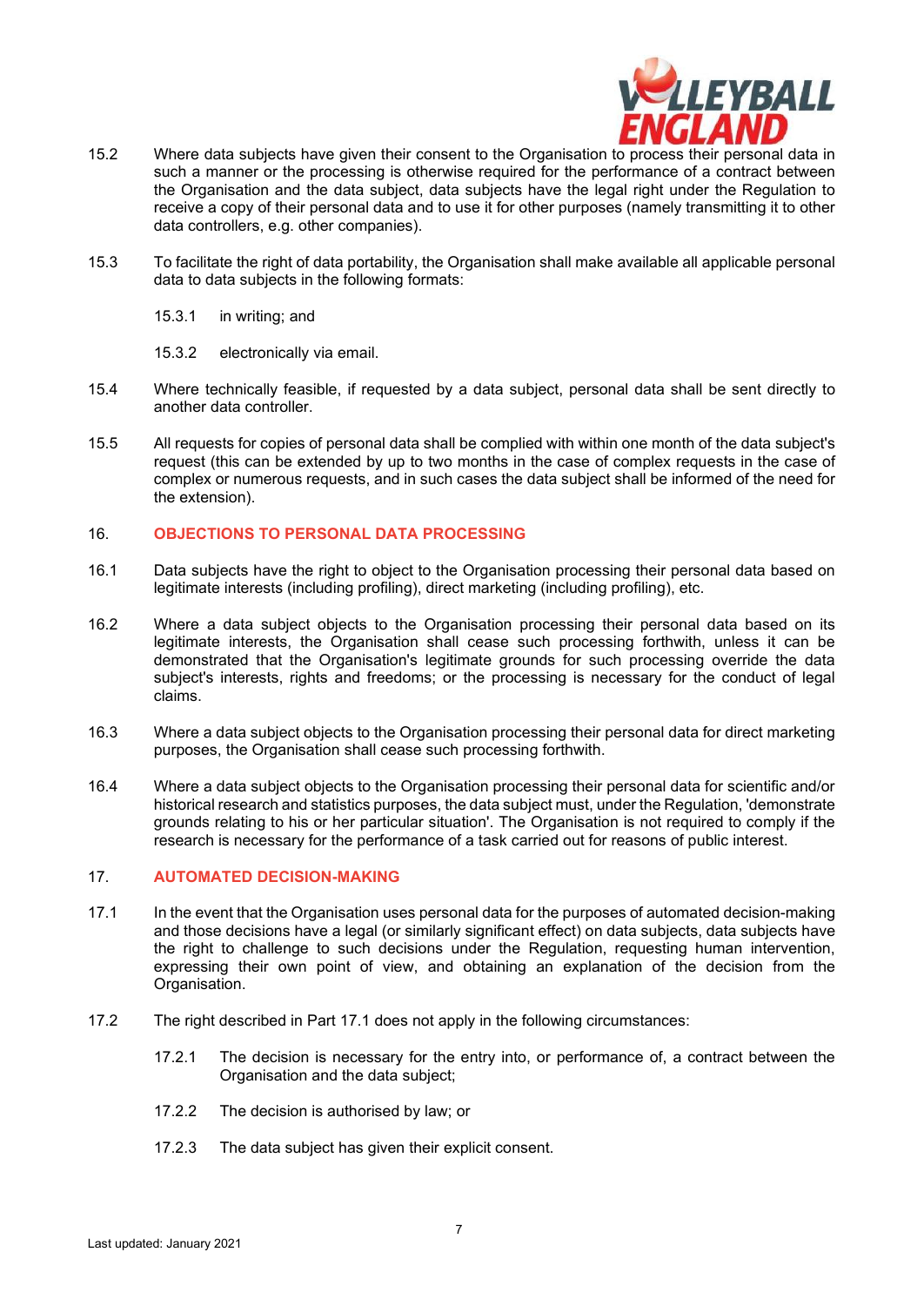15.2 Where data subjects have given their consent to the Organisation to process their personal data in such a manner or the processing is otherwise required for the performance of a contract between the Organisation and the data subject, data subjects have the legal right under the Regulation to receive a copy of their personal data and to use it for other purposes (namely transmitting it to other data controllers, e.g. other companies).

15.3 To facilitate the right of data portability, the Organisation shall make available all applicable personal data to data subjects in the following formats:

- 15.3.1 in writing; and
- 15.3.2 electronically via email.

15.4 Where technically feasible, if requested by a data subject, personal data shall be sent directly to another data controller.

15.5 All requests for copies of personal data shall be complied with within one month of the data subject's request (this can be extended by up to two months in the case of complex requests in the case of complex or numerous requests, and in such cases the data subject shall be informed of the need for the extension).

## 16. OBJECTIONS TO PERSONAL DATA PROCESSING

16.1 Data subjects have the right to object to the Organisation processing their personal data based on legitimate interests (including profiling), direct marketing (including profiling), etc.

16.2 Where a data subject objects to the Organisation processing their personal data based on its legitimate interests, the Organisation shall cease such processing forthwith, unless it can be demonstrated that the Organisation's legitimate grounds for such processing override the data subject's interests, rights and freedoms; or the processing is necessary for the conduct of legal claims.

16.3 Where a data subject objects to the Organisation processing their personal data for direct marketing purposes, the Organisation shall cease such processing forthwith.

16.4 Where a data subject objects to the Organisation processing their personal data for scientific and/or historical research and statistics purposes, the data subject must, under the Regulation, 'demonstrate grounds relating to his or her particular situation'. The Organisation is not required to comply if the research is necessary for the performance of a task carried out for reasons of public interest.

## 17. AUTOMATED DECISION-MAKING

17.1 In the event that the Organisation uses personal data for the purposes of automated decision-making and those decisions have a legal (or similarly significant effect) on data subjects, data subjects have the right to challenge to such decisions under the Regulation, requesting human intervention, expressing their own point of view, and obtaining an explanation of the decision from the Organisation.

17.2 The right described in Part 17.1 does not apply in the following circumstances:

- 17.2.1 The decision is necessary for the entry into, or performance of, a contract between the Organisation and the data subject;
- 17.2.2 The decision is authorised by law; or
- 17.2.3 The data subject has given their explicit consent.

Last updated: January 2021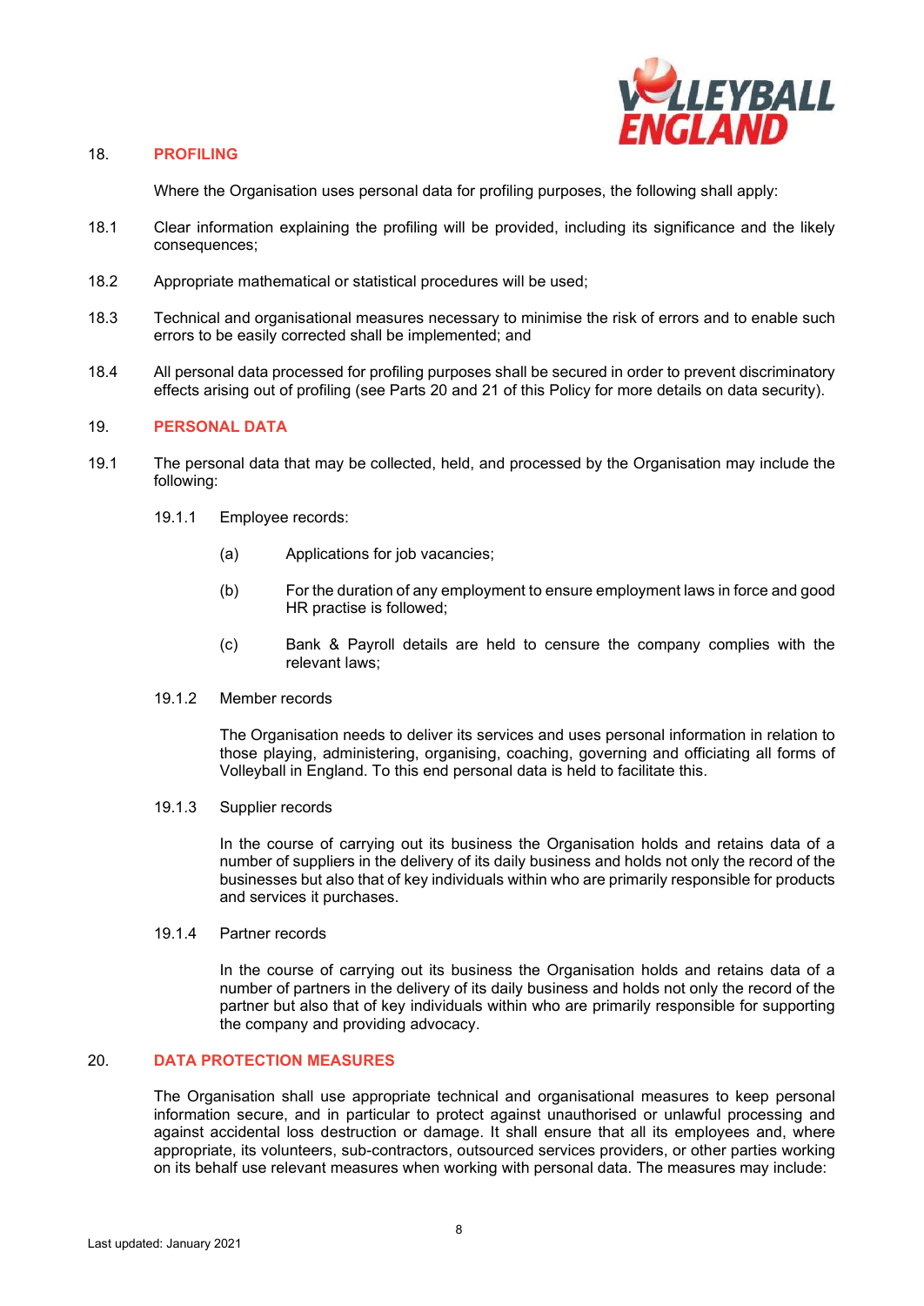## 18. PROFILING

Where the Organisation uses personal data for profiling purposes, the following shall apply:

18.1 Clear information explaining the profiling will be provided, including its significance and the likely consequences;

18.2 Appropriate mathematical or statistical procedures will be used;

18.3 Technical and organisational measures necessary to minimise the risk of errors and to enable such errors to be easily corrected shall be implemented; and

18.4 All personal data processed for profiling purposes shall be secured in order to prevent discriminatory effects arising out of profiling (see Parts 20 and 21 of this Policy for more details on data security).

## 19. PERSONAL DATA

19.1 The personal data that may be collected, held, and processed by the Organisation may include the following:

19.1.1 Employee records:

(a) Applications for job vacancies;

(b) For the duration of any employment to ensure employment laws in force and good HR practise is followed;

(c) Bank & Payroll details are held to censure the company complies with the relevant laws;

19.1.2 Member records

The Organisation needs to deliver its services and uses personal information in relation to those playing, administering, organising, coaching, governing and officiating all forms of Volleyball in England. To this end personal data is held to facilitate this.

19.1.3 Supplier records

In the course of carrying out its business the Organisation holds and retains data of a number of suppliers in the delivery of its daily business and holds not only the record of the businesses but also that of key individuals within who are primarily responsible for products and services it purchases.

19.1.4 Partner records

In the course of carrying out its business the Organisation holds and retains data of a number of partners in the delivery of its daily business and holds not only the record of the partner but also that of key individuals within who are primarily responsible for supporting the company and providing advocacy.

## 20. DATA PROTECTION MEASURES

The Organisation shall use appropriate technical and organisational measures to keep personal information secure, and in particular to protect against unauthorised or unlawful processing and against accidental loss destruction or damage. It shall ensure that all its employees and, where appropriate, its volunteers, sub-contractors, outsourced services providers, or other parties working on its behalf use relevant measures when working with personal data. The measures may include:

Last updated: January 2021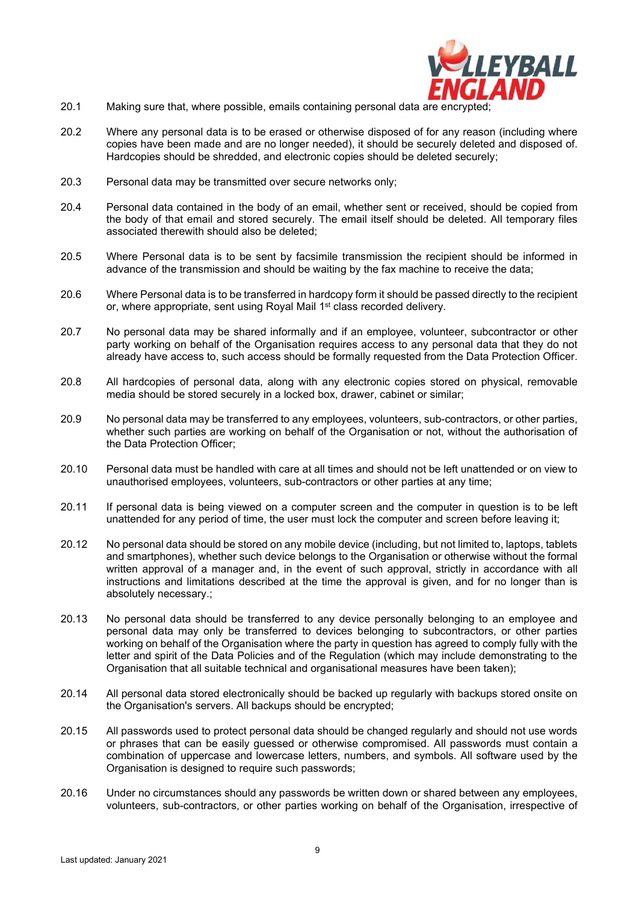20.1 Making sure that, where possible, emails containing personal data are encrypted;

20.2 Where any personal data is to be erased or otherwise disposed of for any reason (including where copies have been made and are no longer needed), it should be securely deleted and disposed of. Hardcopies should be shredded, and electronic copies should be deleted securely;

20.3 Personal data may be transmitted over secure networks only;

20.4 Personal data contained in the body of an email, whether sent or received, should be copied from the body of that email and stored securely. The email itself should be deleted. All temporary files associated therewith should also be deleted;

20.5 Where Personal data is to be sent by facsimile transmission the recipient should be informed in advance of the transmission and should be waiting by the fax machine to receive the data;

20.6 Where Personal data is to be transferred in hardcopy form it should be passed directly to the recipient or, where appropriate, sent using Royal Mail 1st class recorded delivery.

20.7 No personal data may be shared informally and if an employee, volunteer, subcontractor or other party working on behalf of the Organisation requires access to any personal data that they do not already have access to, such access should be formally requested from the Data Protection Officer.

20.8 All hardcopies of personal data, along with any electronic copies stored on physical, removable media should be stored securely in a locked box, drawer, cabinet or similar;

20.9 No personal data may be transferred to any employees, volunteers, sub-contractors, or other parties, whether such parties are working on behalf of the Organisation or not, without the authorisation of the Data Protection Officer;

20.10 Personal data must be handled with care at all times and should not be left unattended or on view to unauthorised employees, volunteers, sub-contractors or other parties at any time;

20.11 If personal data is being viewed on a computer screen and the computer in question is to be left unattended for any period of time, the user must lock the computer and screen before leaving it;

20.12 No personal data should be stored on any mobile device (including, but not limited to, laptops, tablets and smartphones), whether such device belongs to the Organisation or otherwise without the formal written approval of a manager and, in the event of such approval, strictly in accordance with all instructions and limitations described at the time the approval is given, and for no longer than is absolutely necessary.;

20.13 No personal data should be transferred to any device personally belonging to an employee and personal data may only be transferred to devices belonging to subcontractors, or other parties working on behalf of the Organisation where the party in question has agreed to comply fully with the letter and spirit of the Data Policies and of the Regulation (which may include demonstrating to the Organisation that all suitable technical and organisational measures have been taken);

20.14 All personal data stored electronically should be backed up regularly with backups stored onsite on the Organisation's servers. All backups should be encrypted;

20.15 All passwords used to protect personal data should be changed regularly and should not use words or phrases that can be easily guessed or otherwise compromised. All passwords must contain a combination of uppercase and lowercase letters, numbers, and symbols. All software used by the Organisation is designed to require such passwords;

20.16 Under no circumstances should any passwords be written down or shared between any employees, volunteers, sub-contractors, or other parties working on behalf of the Organisation, irrespective of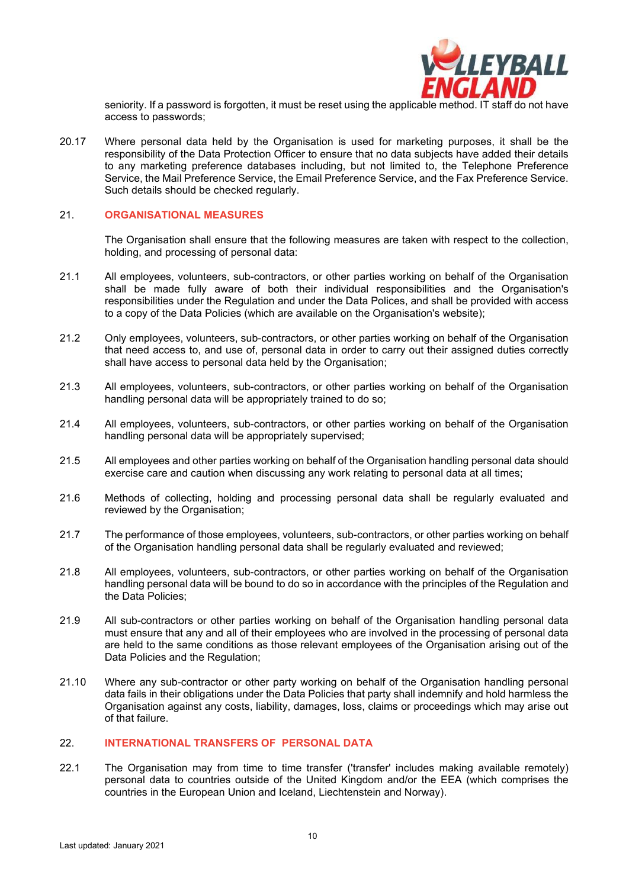seniority. If a password is forgotten, it must be reset using the applicable method. IT staff do not have access to passwords;

20.17 Where personal data held by the Organisation is used for marketing purposes, it shall be the responsibility of the Data Protection Officer to ensure that no data subjects have added their details to any marketing preference databases including, but not limited to, the Telephone Preference Service, the Mail Preference Service, the Email Preference Service, and the Fax Preference Service. Such details should be checked regularly.

## 21. ORGANISATIONAL MEASURES

The Organisation shall ensure that the following measures are taken with respect to the collection, holding, and processing of personal data:

21.1 All employees, volunteers, sub-contractors, or other parties working on behalf of the Organisation shall be made fully aware of both their individual responsibilities and the Organisation's responsibilities under the Regulation and under the Data Polices, and shall be provided with access to a copy of the Data Policies (which are available on the Organisation's website);

21.2 Only employees, volunteers, sub-contractors, or other parties working on behalf of the Organisation that need access to, and use of, personal data in order to carry out their assigned duties correctly shall have access to personal data held by the Organisation;

21.3 All employees, volunteers, sub-contractors, or other parties working on behalf of the Organisation handling personal data will be appropriately trained to do so;

21.4 All employees, volunteers, sub-contractors, or other parties working on behalf of the Organisation handling personal data will be appropriately supervised;

21.5 All employees and other parties working on behalf of the Organisation handling personal data should exercise care and caution when discussing any work relating to personal data at all times;

21.6 Methods of collecting, holding and processing personal data shall be regularly evaluated and reviewed by the Organisation;

21.7 The performance of those employees, volunteers, sub-contractors, or other parties working on behalf of the Organisation handling personal data shall be regularly evaluated and reviewed;

21.8 All employees, volunteers, sub-contractors, or other parties working on behalf of the Organisation handling personal data will be bound to do so in accordance with the principles of the Regulation and the Data Policies;

21.9 All sub-contractors or other parties working on behalf of the Organisation handling personal data must ensure that any and all of their employees who are involved in the processing of personal data are held to the same conditions as those relevant employees of the Organisation arising out of the Data Policies and the Regulation;

21.10 Where any sub-contractor or other party working on behalf of the Organisation handling personal data fails in their obligations under the Data Policies that party shall indemnify and hold harmless the Organisation against any costs, liability, damages, loss, claims or proceedings which may arise out of that failure.

## 22. INTERNATIONAL TRANSFERS OF PERSONAL DATA

22.1 The Organisation may from time to time transfer ('transfer' includes making available remotely) personal data to countries outside of the United Kingdom and/or the EEA (which comprises the countries in the European Union and Iceland, Liechtenstein and Norway).

Last updated: January 2021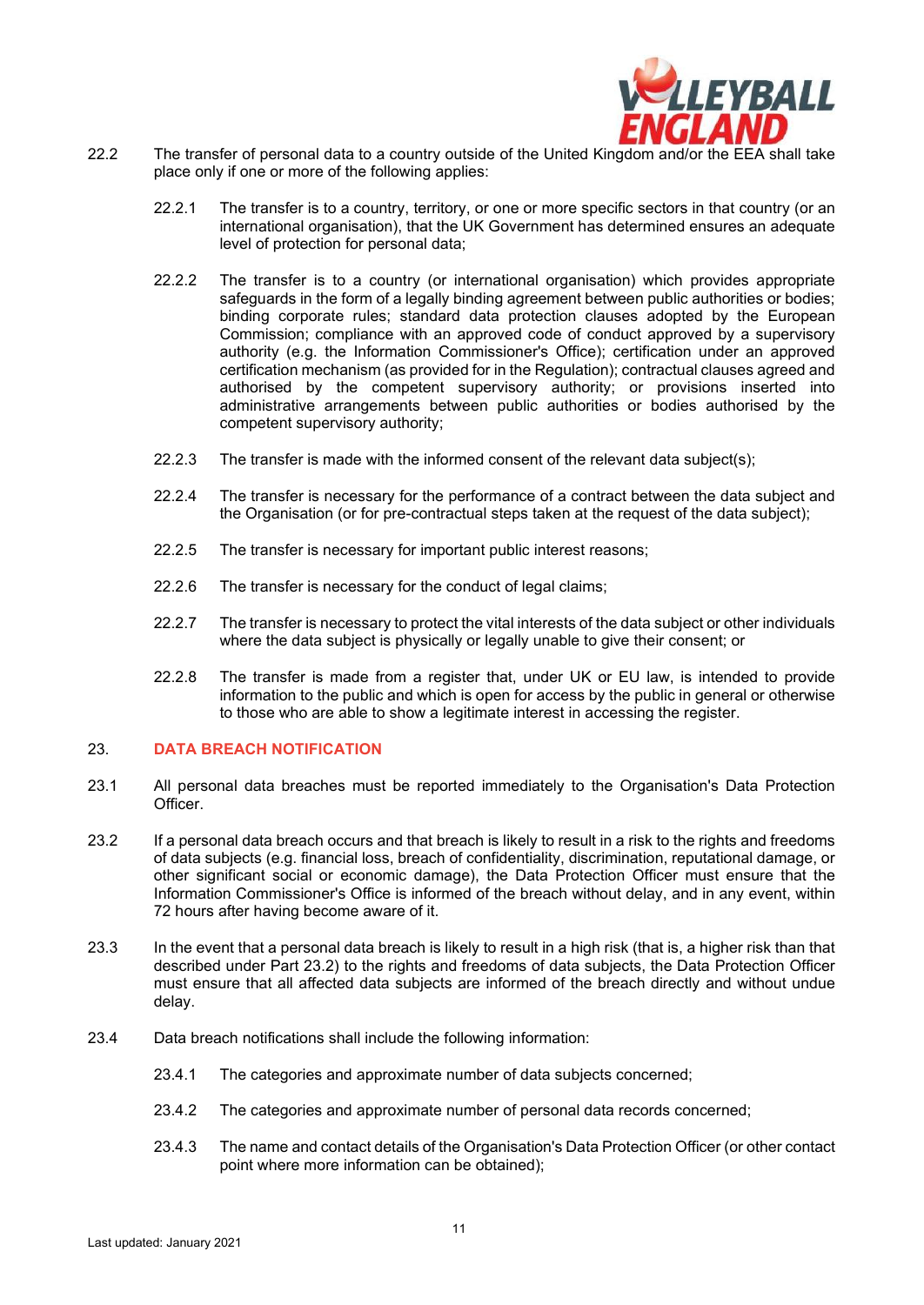22.2 The transfer of personal data to a country outside of the United Kingdom and/or the EEA shall take place only if one or more of the following applies:

22.2.1 The transfer is to a country, territory, or one or more specific sectors in that country (or an international organisation), that the UK Government has determined ensures an adequate level of protection for personal data;

22.2.2 The transfer is to a country (or international organisation) which provides appropriate safeguards in the form of a legally binding agreement between public authorities or bodies; binding corporate rules; standard data protection clauses adopted by the European Commission; compliance with an approved code of conduct approved by a supervisory authority (e.g. the Information Commissioner's Office); certification under an approved certification mechanism (as provided for in the Regulation); contractual clauses agreed and authorised by the competent supervisory authority; or provisions inserted into administrative arrangements between public authorities or bodies authorised by the competent supervisory authority;

22.2.3 The transfer is made with the informed consent of the relevant data subject(s);

22.2.4 The transfer is necessary for the performance of a contract between the data subject and the Organisation (or for pre-contractual steps taken at the request of the data subject);

22.2.5 The transfer is necessary for important public interest reasons;

22.2.6 The transfer is necessary for the conduct of legal claims;

22.2.7 The transfer is necessary to protect the vital interests of the data subject or other individuals where the data subject is physically or legally unable to give their consent; or

22.2.8 The transfer is made from a register that, under UK or EU law, is intended to provide information to the public and which is open for access by the public in general or otherwise to those who are able to show a legitimate interest in accessing the register.

## 23. DATA BREACH NOTIFICATION

23.1 All personal data breaches must be reported immediately to the Organisation's Data Protection Officer.

23.2 If a personal data breach occurs and that breach is likely to result in a risk to the rights and freedoms of data subjects (e.g. financial loss, breach of confidentiality, discrimination, reputational damage, or other significant social or economic damage), the Data Protection Officer must ensure that the Information Commissioner's Office is informed of the breach without delay, and in any event, within 72 hours after having become aware of it.

23.3 In the event that a personal data breach is likely to result in a high risk (that is, a higher risk than that described under Part 23.2) to the rights and freedoms of data subjects, the Data Protection Officer must ensure that all affected data subjects are informed of the breach directly and without undue delay.

23.4 Data breach notifications shall include the following information:

23.4.1 The categories and approximate number of data subjects concerned;

23.4.2 The categories and approximate number of personal data records concerned;

23.4.3 The name and contact details of the Organisation's Data Protection Officer (or other contact point where more information can be obtained);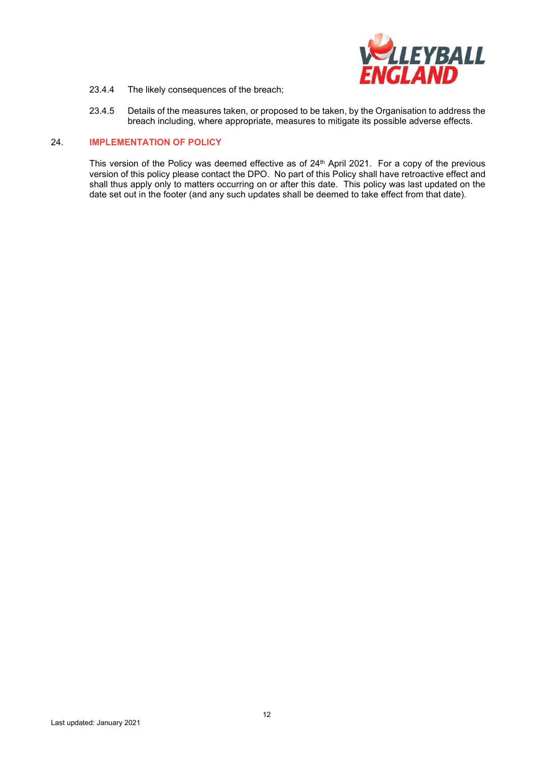23.4.4 The likely consequences of the breach;

23.4.5 Details of the measures taken, or proposed to be taken, by the Organisation to address the breach including, where appropriate, measures to mitigate its possible adverse effects.

## 24. IMPLEMENTATION OF POLICY

This version of the Policy was deemed effective as of 24th April 2021. For a copy of the previous version of this policy please contact the DPO. No part of this Policy shall have retroactive effect and shall thus apply only to matters occurring on or after this date. This policy was last updated on the date set out in the footer (and any such updates shall be deemed to take effect from that date).